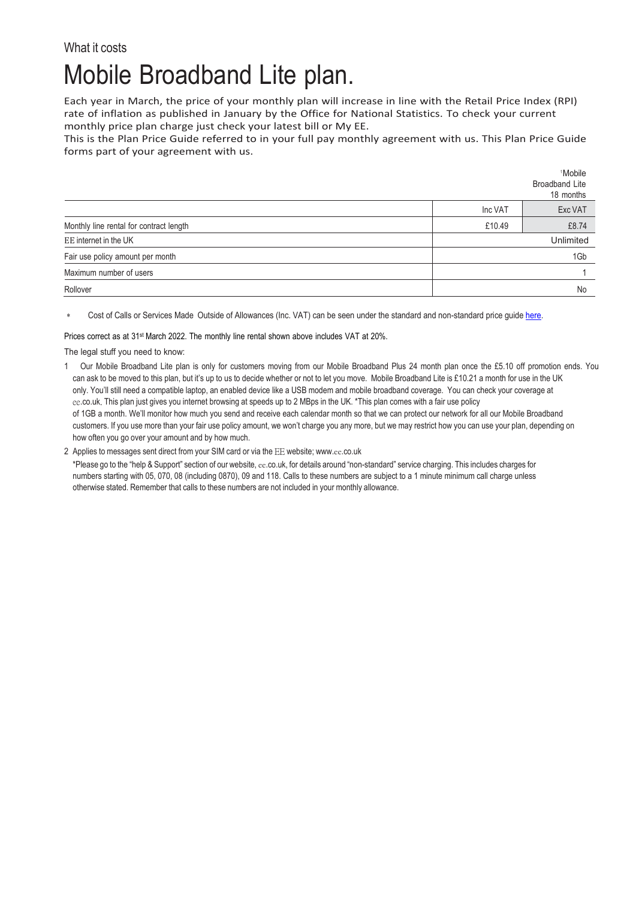What it costs

# Mobile Broadband Lite plan.

Each year in March, the price of your monthly plan will increase in line with the Retail Price Index (RPI) rate of inflation as published in January by the Office for National Statistics. To check your current monthly price plan charge just check your latest bill or My EE.

This is the Plan Price Guide referred to in your full pay monthly agreement with us. This Plan Price Guide forms part of your agreement with us.

| | [1]Mobile Broadband Lite 18 months | |
|---|---|---|
| | Inc VAT | Exc VAT |
| Monthly line rental for contract length | £10.49 | £8.74 |
| EE internet in the UK | Unlimited | |
| Fair use policy amount per month | 1Gb | |
| Maximum number of users | 1 | |
| Rollover | No | |

\* Cost of Calls or Services Made Outside of Allowances (Inc. VAT) can be seen under the standard and non-standard price guide here.

Prices correct as at 31st March 2022. The monthly line rental shown above includes VAT at 20%.

The legal stuff you need to know:

1 Our Mobile Broadband Lite plan is only for customers moving from our Mobile Broadband Plus 24 month plan once the £5.10 off promotion ends. You can ask to be moved to this plan, but it's up to us to decide whether or not to let you move. Mobile Broadband Lite is £10.21 a month for use in the UK only. You'll still need a compatible laptop, an enabled device like a USB modem and mobile broadband coverage. You can check your coverage at ee.co.uk. This plan just gives you internet browsing at speeds up to 2 MBps in the UK. *This plan comes with a fair use policy of 1GB a month. We'll monitor how much you send and receive each calendar month so that we can protect our network for all our Mobile Broadband customers. If you use more than your fair use policy amount, we won't charge you any more, but we may restrict how you can use your plan, depending on how often you go over your amount and by how much.

2 Applies to messages sent direct from your SIM card or via the EE website; www.ee.co.uk

*Please go to the "help & Support" section of our website, ee.co.uk, for details around "non-standard" service charging. This includes charges for numbers starting with 05, 070, 08 (including 0870), 09 and 118. Calls to these numbers are subject to a 1 minute minimum call charge unless otherwise stated. Remember that calls to these numbers are not included in your monthly allowance.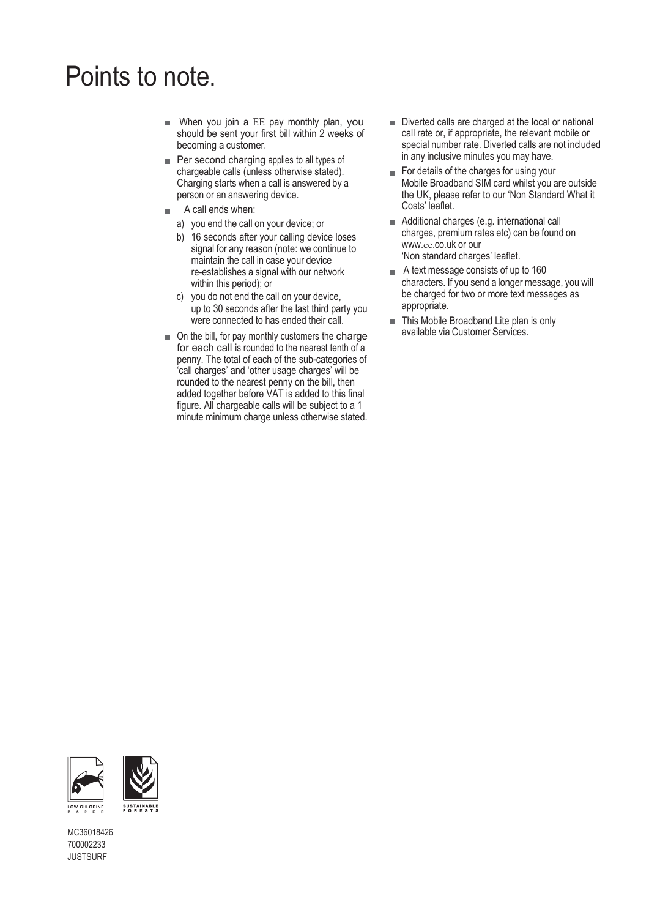# Points to note.

- When you join a EE pay monthly plan, you should be sent your first bill within 2 weeks of becoming a customer.
- Per second charging applies to all types of chargeable calls (unless otherwise stated). Charging starts when a call is answered by a person or an answering device.
- A call ends when:
  - a) you end the call on your device; or
  - b) 16 seconds after your calling device loses signal for any reason (note: we continue to maintain the call in case your device re-establishes a signal with our network within this period); or
  - c) you do not end the call on your device, up to 30 seconds after the last third party you were connected to has ended their call.
- On the bill, for pay monthly customers the charge for each call is rounded to the nearest tenth of a penny. The total of each of the sub-categories of 'call charges' and 'other usage charges' will be rounded to the nearest penny on the bill, then added together before VAT is added to this final figure. All chargeable calls will be subject to a 1 minute minimum charge unless otherwise stated.
- Diverted calls are charged at the local or national call rate or, if appropriate, the relevant mobile or special number rate. Diverted calls are not included in any inclusive minutes you may have.
- For details of the charges for using your Mobile Broadband SIM card whilst you are outside the UK, please refer to our 'Non Standard What it Costs' leaflet.
- Additional charges (e.g. international call charges, premium rates etc) can be found on www.ee.co.uk or our 'Non standard charges' leaflet.
- A text message consists of up to 160 characters. If you send a longer message, you will be charged for two or more text messages as appropriate.
- This Mobile Broadband Lite plan is only available via Customer Services.

LOW CHLORINE PAPER

SUSTAINABLE FORESTS

MC36018426
700002233
JUSTSURF